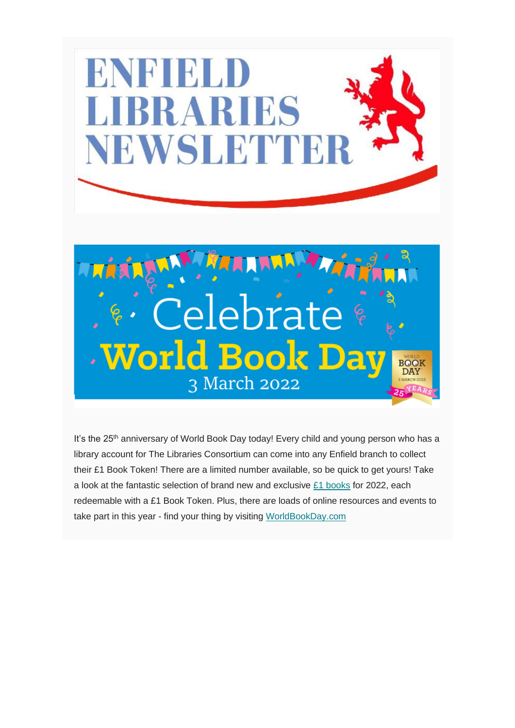# ENFIELD LIBRARIES NEWSLETTER

## Celebrate World Book Day

3 March 2022

It's the 25th anniversary of World Book Day today! Every child and young person who has a library account for The Libraries Consortium can come into any Enfield branch to collect their £1 Book Token! There are a limited number available, so be quick to get yours! Take a look at the fantastic selection of brand new and exclusive £1 books for 2022, each redeemable with a £1 Book Token. Plus, there are loads of online resources and events to take part in this year - find your thing by visiting WorldBookDay.com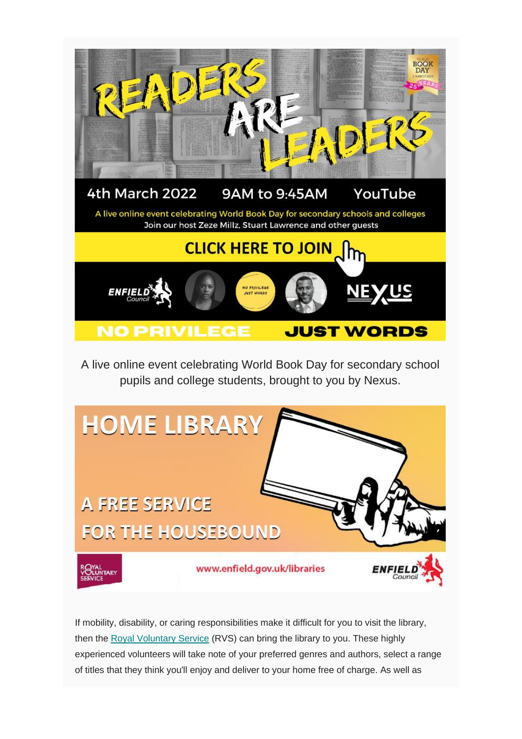# READERS ARE LEADERS

4th March 2022 | 9AM to 9:45AM | YouTube

A live online event celebrating World Book Day for secondary schools and colleges

Join our host Zeze Millz, Stuart Lawrence and other guests

**CLICK HERE TO JOIN**

NO PRIVILEGE JUST WORDS

A live online event celebrating World Book Day for secondary school pupils and college students, brought to you by Nexus.

# HOME LIBRARY

## A FREE SERVICE FOR THE HOUSEBOUND

www.enfield.gov.uk/libraries

If mobility, disability, or caring responsibilities make it difficult for you to visit the library, then the Royal Voluntary Service (RVS) can bring the library to you. These highly experienced volunteers will take note of your preferred genres and authors, select a range of titles that they think you'll enjoy and deliver to your home free of charge. As well as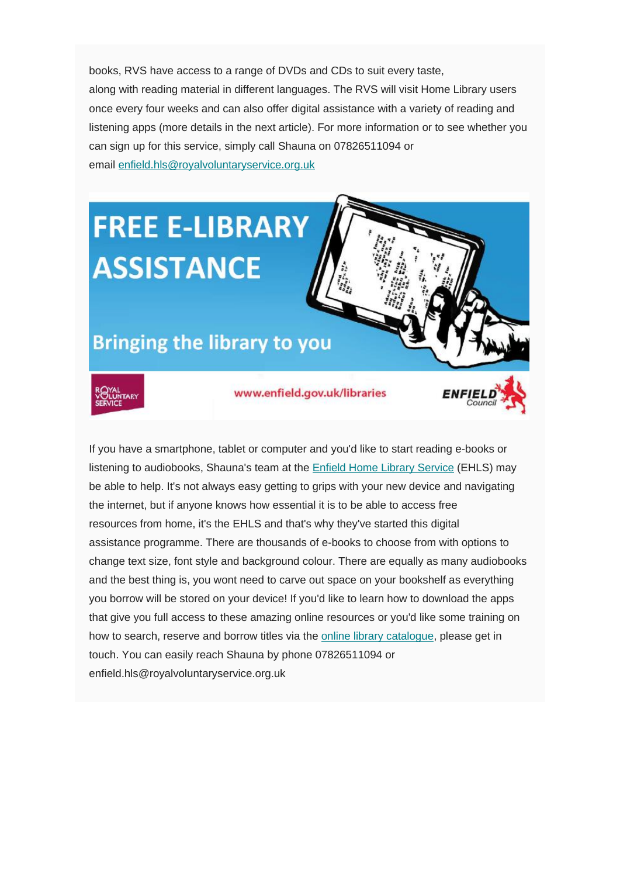books, RVS have access to a range of DVDs and CDs to suit every taste, along with reading material in different languages. The RVS will visit Home Library users once every four weeks and can also offer digital assistance with a variety of reading and listening apps (more details in the next article). For more information or to see whether you can sign up for this service, simply call Shauna on 07826511094 or email [enfield.hls@royalvoluntaryservice.org.uk](mailto:enfield.hls@royalvoluntaryservice.org.uk)

# FREE E-LIBRARY ASSISTANCE

## Bringing the library to you

ROYAL VOLUNTARY SERVICE

www.enfield.gov.uk/libraries

ENFIELD Council

If you have a smartphone, tablet or computer and you'd like to start reading e-books or listening to audiobooks, Shauna's team at the Enfield Home Library Service (EHLS) may be able to help. It's not always easy getting to grips with your new device and navigating the internet, but if anyone knows how essential it is to be able to access free resources from home, it's the EHLS and that's why they've started this digital assistance programme. There are thousands of e-books to choose from with options to change text size, font style and background colour. There are equally as many audiobooks and the best thing is, you wont need to carve out space on your bookshelf as everything you borrow will be stored on your device! If you'd like to learn how to download the apps that give you full access to these amazing online resources or you'd like some training on how to search, reserve and borrow titles via the online library catalogue, please get in touch. You can easily reach Shauna by phone 07826511094 or enfield.hls@royalvoluntaryservice.org.uk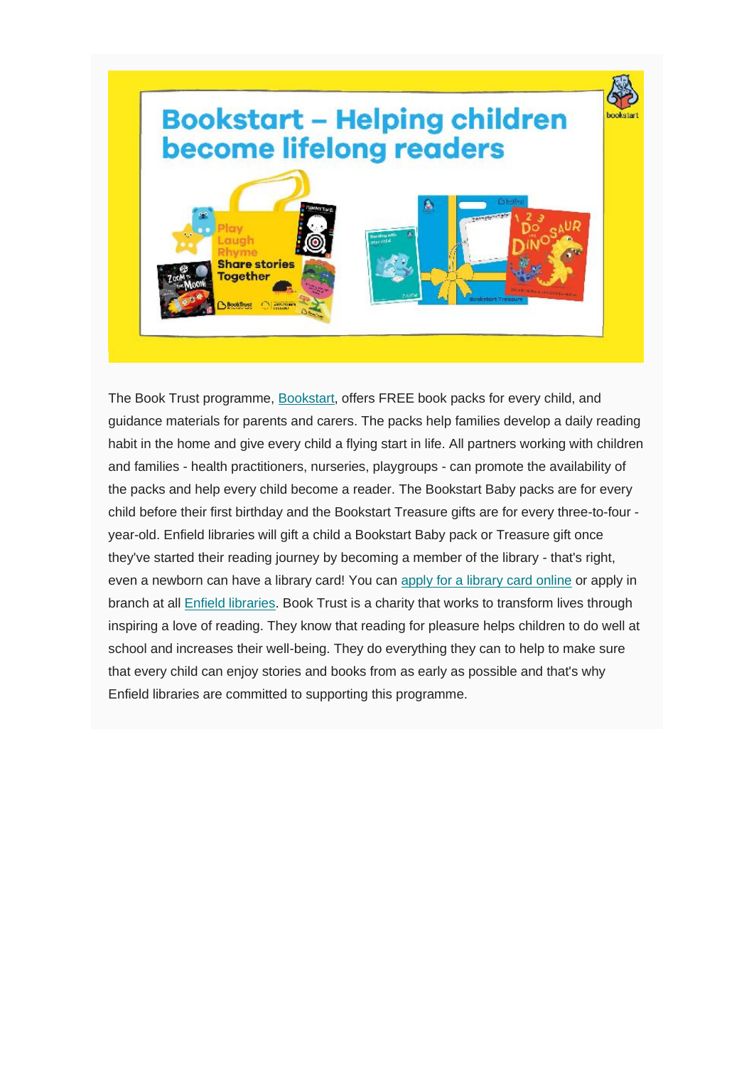The Book Trust programme, Bookstart, offers FREE book packs for every child, and guidance materials for parents and carers. The packs help families develop a daily reading habit in the home and give every child a flying start in life. All partners working with children and families - health practitioners, nurseries, playgroups - can promote the availability of the packs and help every child become a reader. The Bookstart Baby packs are for every child before their first birthday and the Bookstart Treasure gifts are for every three-to-four - year-old. Enfield libraries will gift a child a Bookstart Baby pack or Treasure gift once they've started their reading journey by becoming a member of the library - that's right, even a newborn can have a library card! You can apply for a library card online or apply in branch at all Enfield libraries. Book Trust is a charity that works to transform lives through inspiring a love of reading. They know that reading for pleasure helps children to do well at school and increases their well-being. They do everything they can to help to make sure that every child can enjoy stories and books from as early as possible and that's why Enfield libraries are committed to supporting this programme.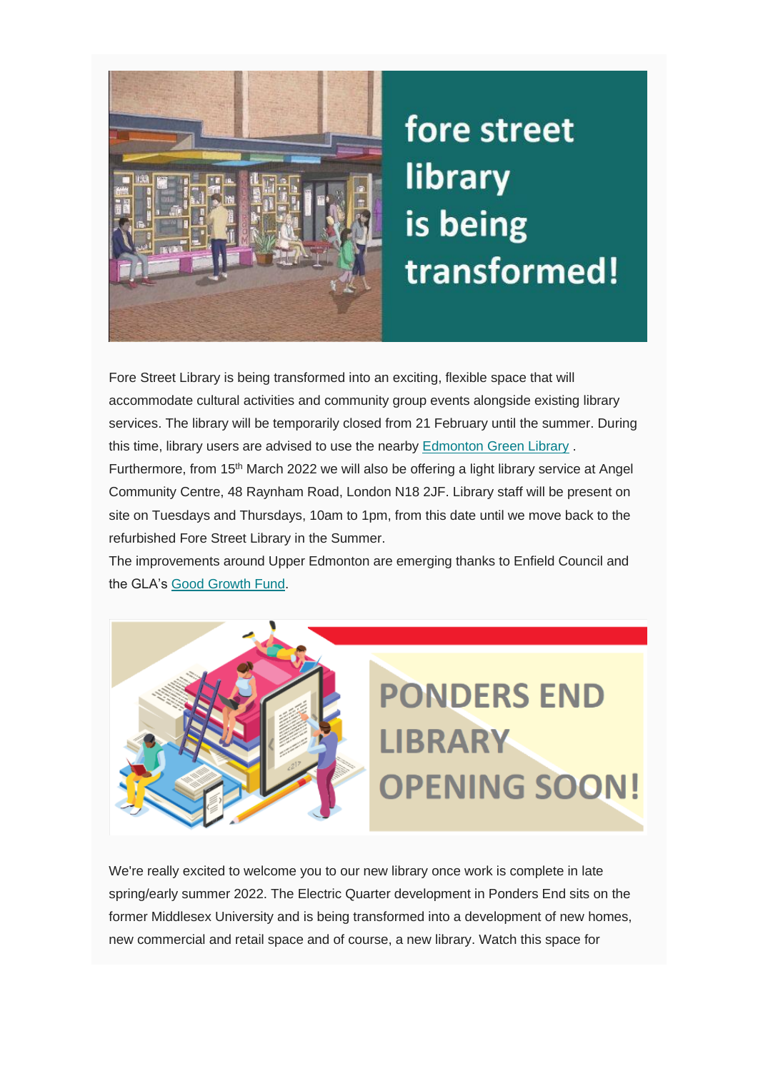# fore street library is being transformed!

Fore Street Library is being transformed into an exciting, flexible space that will accommodate cultural activities and community group events alongside existing library services. The library will be temporarily closed from 21 February until the summer. During this time, library users are advised to use the nearby Edmonton Green Library . Furthermore, from 15th March 2022 we will also be offering a light library service at Angel Community Centre, 48 Raynham Road, London N18 2JF. Library staff will be present on site on Tuesdays and Thursdays, 10am to 1pm, from this date until we move back to the refurbished Fore Street Library in the Summer.

The improvements around Upper Edmonton are emerging thanks to Enfield Council and the GLA's Good Growth Fund.

# PONDERS END LIBRARY OPENING SOON!

We're really excited to welcome you to our new library once work is complete in late spring/early summer 2022. The Electric Quarter development in Ponders End sits on the former Middlesex University and is being transformed into a development of new homes, new commercial and retail space and of course, a new library. Watch this space for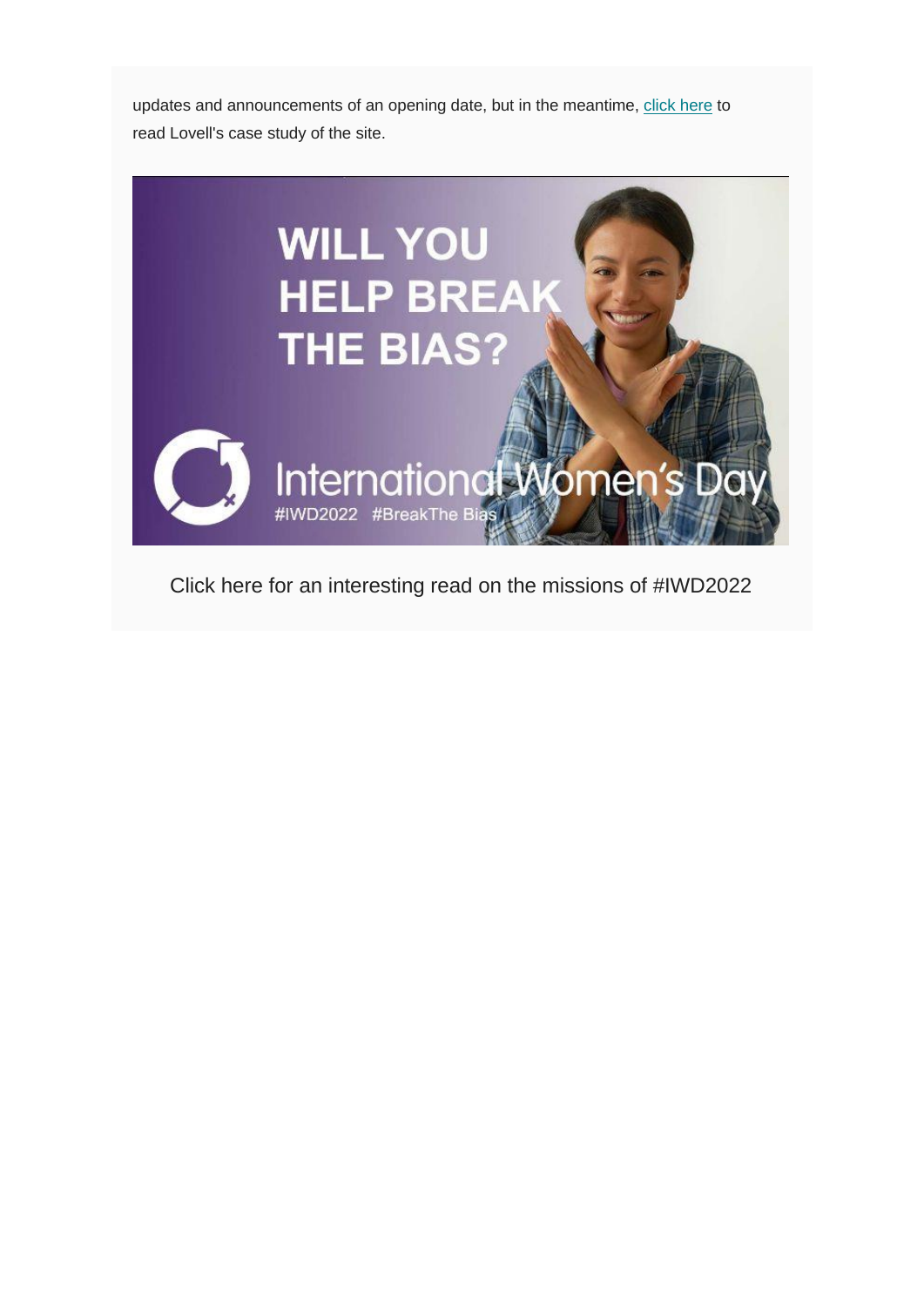updates and announcements of an opening date, but in the meantime, click here to read Lovell's case study of the site.

WILL YOU HELP BREAK THE BIAS?

International Women's Day

#IWD2022 #BreakThe Bias

Click here for an interesting read on the missions of #IWD2022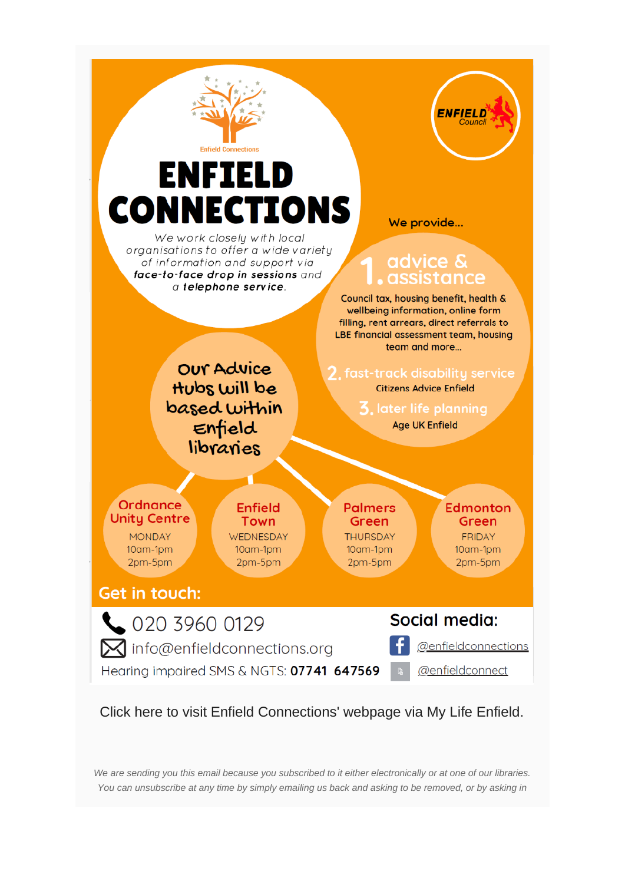Enfield Connections

# ENFIELD CONNECTIONS

ENFIELD Council

*We work closely with local organisations to offer a wide variety of information and support via **face-to-face drop in sessions** and a **telephone service**.*

**We provide...**

## 1. advice & assistance

Council tax, housing benefit, health & wellbeing information, online form filling, rent arrears, direct referrals to LBE financial assessment team, housing team and more...

## 2. fast-track disability service

Citizens Advice Enfield

## 3. later life planning

Age UK Enfield

**Our Advice Hubs will be based within Enfield libraries**

| Ordnance Unity Centre | Enfield Town | Palmers Green | Edmonton Green |
|---|---|---|---|
| MONDAY | WEDNESDAY | THURSDAY | FRIDAY |
| 10am-1pm | 10am-1pm | 10am-1pm | 10am-1pm |
| 2pm-5pm | 2pm-5pm | 2pm-5pm | 2pm-5pm |

## Get in touch:

020 3960 0129

info@enfieldconnections.org

Hearing impaired SMS & NGTS: **07741 647569**

## Social media:

@enfieldconnections

@enfieldconnect

Click here to visit Enfield Connections' webpage via My Life Enfield.

*We are sending you this email because you subscribed to it either electronically or at one of our libraries. You can unsubscribe at any time by simply emailing us back and asking to be removed, or by asking in*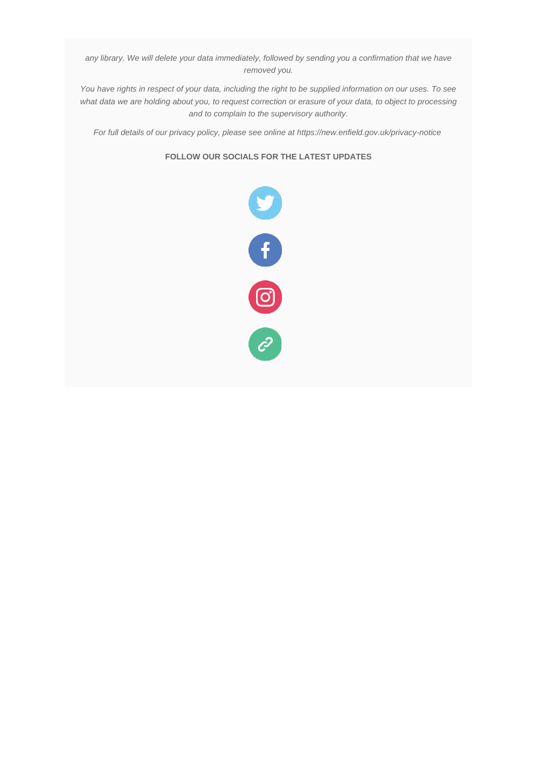*any library. We will delete your data immediately, followed by sending you a confirmation that we have removed you.*

*You have rights in respect of your data, including the right to be supplied information on our uses. To see what data we are holding about you, to request correction or erasure of your data, to object to processing and to complain to the supervisory authority.*

*For full details of our privacy policy, please see online at https://new.enfield.gov.uk/privacy-notice*

**FOLLOW OUR SOCIALS FOR THE LATEST UPDATES**